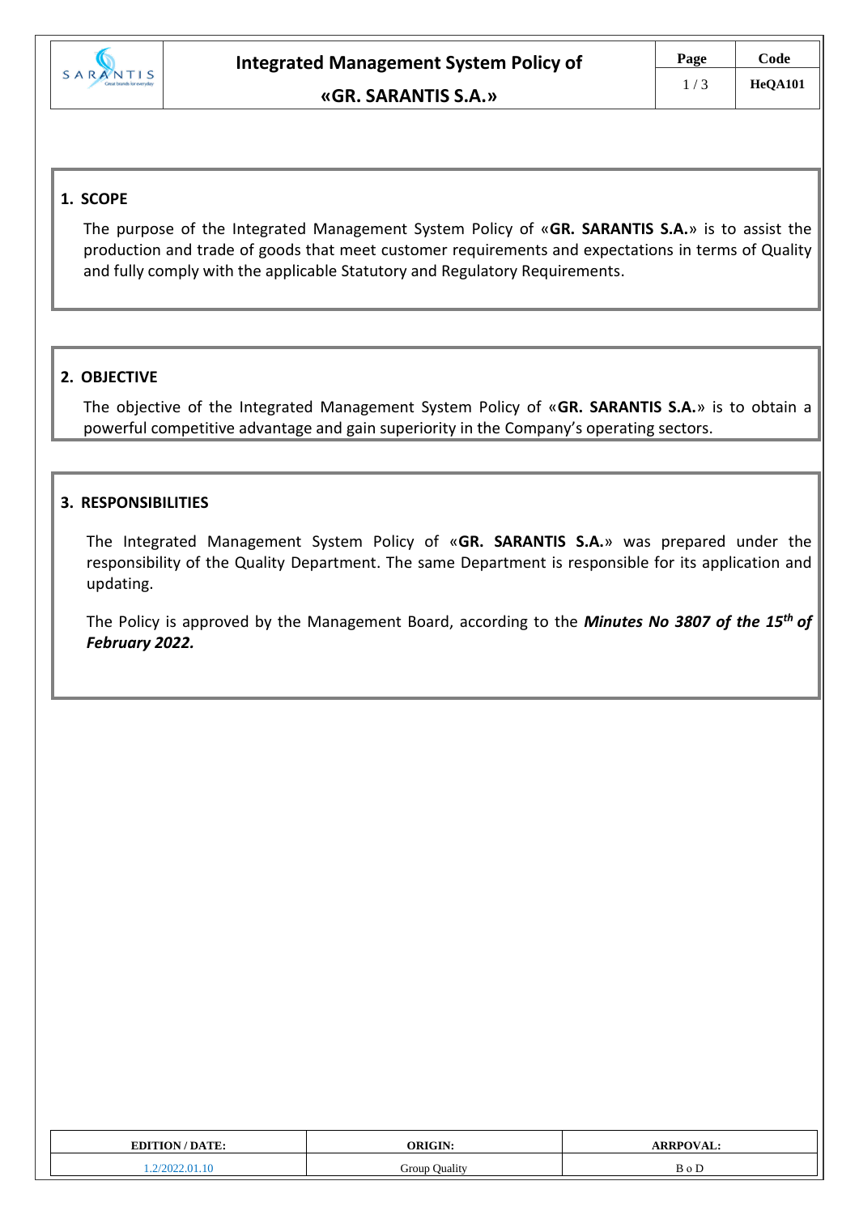# Integrated Management System Policy of «GR. SARANTIS S.A.»

| Page | Code |
|---|---|
| 1 / 3 | HeQA101 |

## 1. SCOPE

The purpose of the Integrated Management System Policy of «**GR. SARANTIS S.A.**» is to assist the production and trade of goods that meet customer requirements and expectations in terms of Quality and fully comply with the applicable Statutory and Regulatory Requirements.

## 2. OBJECTIVE

The objective of the Integrated Management System Policy of «**GR. SARANTIS S.A.**» is to obtain a powerful competitive advantage and gain superiority in the Company's operating sectors.

## 3. RESPONSIBILITIES

The Integrated Management System Policy of «**GR. SARANTIS S.A.**» was prepared under the responsibility of the Quality Department. The same Department is responsible for its application and updating.

The Policy is approved by the Management Board, according to the ***Minutes No 3807 of the 15th of February 2022.***

| EDITION / DATE: | ORIGIN: | ARRPOVAL: |
|---|---|---|
| 1.2/2022.01.10 | Group Quality | B o D |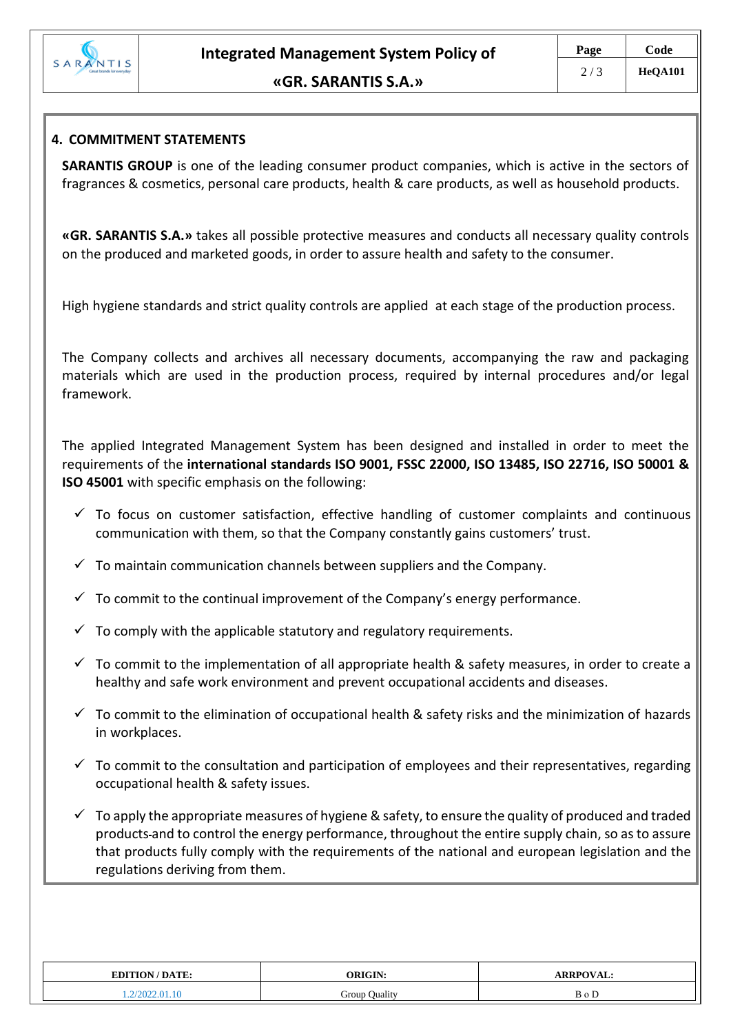## 4. COMMITMENT STATEMENTS

**SARANTIS GROUP** is one of the leading consumer product companies, which is active in the sectors of fragrances & cosmetics, personal care products, health & care products, as well as household products.

**«GR. SARANTIS S.A.»** takes all possible protective measures and conducts all necessary quality controls on the produced and marketed goods, in order to assure health and safety to the consumer.

High hygiene standards and strict quality controls are applied at each stage of the production process.

The Company collects and archives all necessary documents, accompanying the raw and packaging materials which are used in the production process, required by internal procedures and/or legal framework.

The applied Integrated Management System has been designed and installed in order to meet the requirements of the **international standards ISO 9001, FSSC 22000, ISO 13485, ISO 22716, ISO 50001 & ISO 45001** with specific emphasis on the following:

- ✓ To focus on customer satisfaction, effective handling of customer complaints and continuous communication with them, so that the Company constantly gains customers' trust.
- ✓ To maintain communication channels between suppliers and the Company.
- ✓ To commit to the continual improvement of the Company's energy performance.
- ✓ To comply with the applicable statutory and regulatory requirements.
- ✓ To commit to the implementation of all appropriate health & safety measures, in order to create a healthy and safe work environment and prevent occupational accidents and diseases.
- ✓ To commit to the elimination of occupational health & safety risks and the minimization of hazards in workplaces.
- ✓ To commit to the consultation and participation of employees and their representatives, regarding occupational health & safety issues.
- ✓ To apply the appropriate measures of hygiene & safety, to ensure the quality of produced and traded products and to control the energy performance, throughout the entire supply chain, so as to assure that products fully comply with the requirements of the national and european legislation and the regulations deriving from them.

| EDITION / DATE: | ORIGIN: | ARRPOVAL: |
| --- | --- | --- |
| 1.2/2022.01.10 | Group Quality | B o D |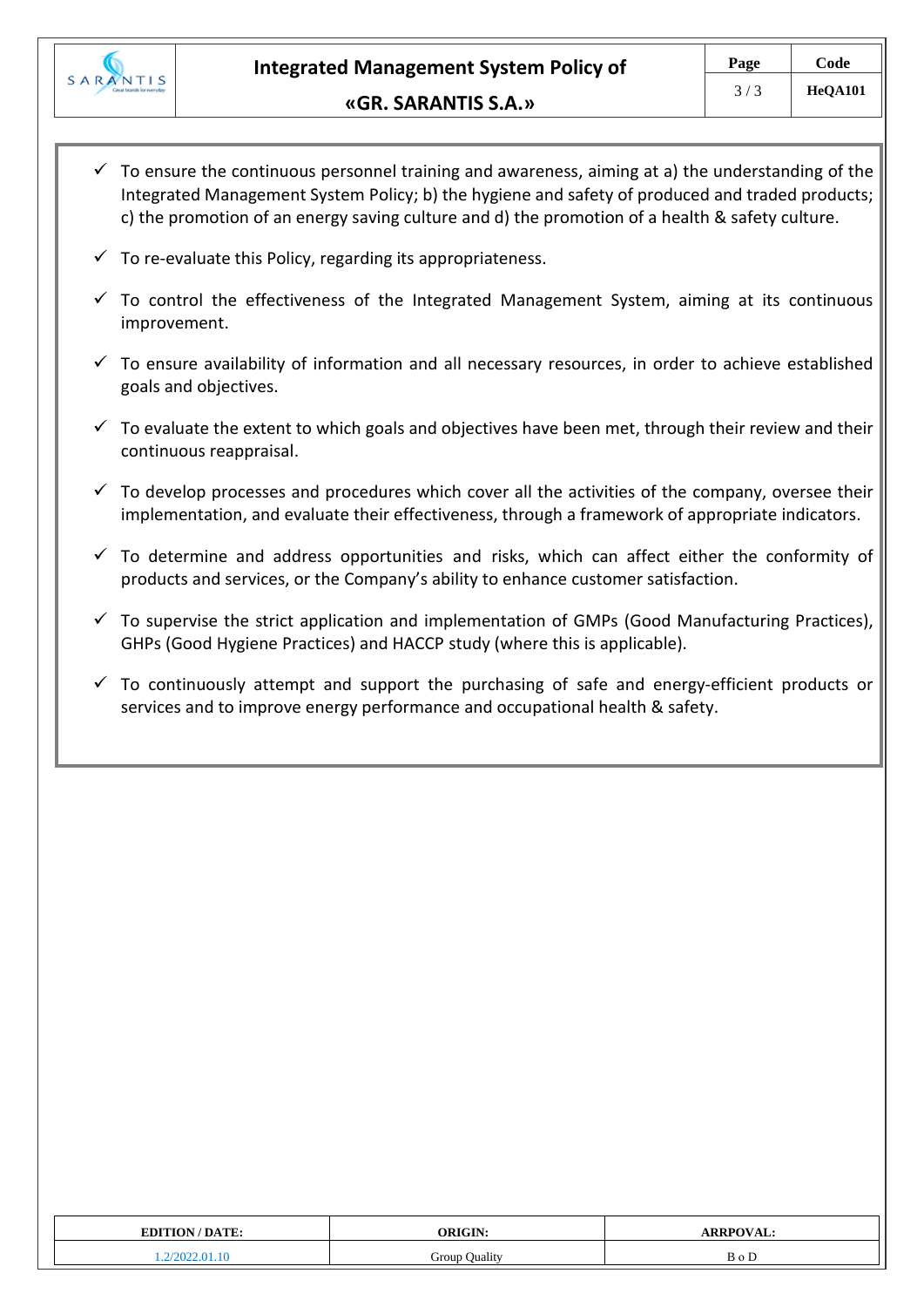- ✓ To ensure the continuous personnel training and awareness, aiming at a) the understanding of the Integrated Management System Policy; b) the hygiene and safety of produced and traded products; c) the promotion of an energy saving culture and d) the promotion of a health & safety culture.
- ✓ To re-evaluate this Policy, regarding its appropriateness.
- ✓ To control the effectiveness of the Integrated Management System, aiming at its continuous improvement.
- ✓ To ensure availability of information and all necessary resources, in order to achieve established goals and objectives.
- ✓ To evaluate the extent to which goals and objectives have been met, through their review and their continuous reappraisal.
- ✓ To develop processes and procedures which cover all the activities of the company, oversee their implementation, and evaluate their effectiveness, through a framework of appropriate indicators.
- ✓ To determine and address opportunities and risks, which can affect either the conformity of products and services, or the Company's ability to enhance customer satisfaction.
- ✓ To supervise the strict application and implementation of GMPs (Good Manufacturing Practices), GHPs (Good Hygiene Practices) and HACCP study (where this is applicable).
- ✓ To continuously attempt and support the purchasing of safe and energy-efficient products or services and to improve energy performance and occupational health & safety.

| EDITION / DATE: | ORIGIN: | ARRPOVAL: |
|---|---|---|
| 1.2/2022.01.10 | Group Quality | B o D |